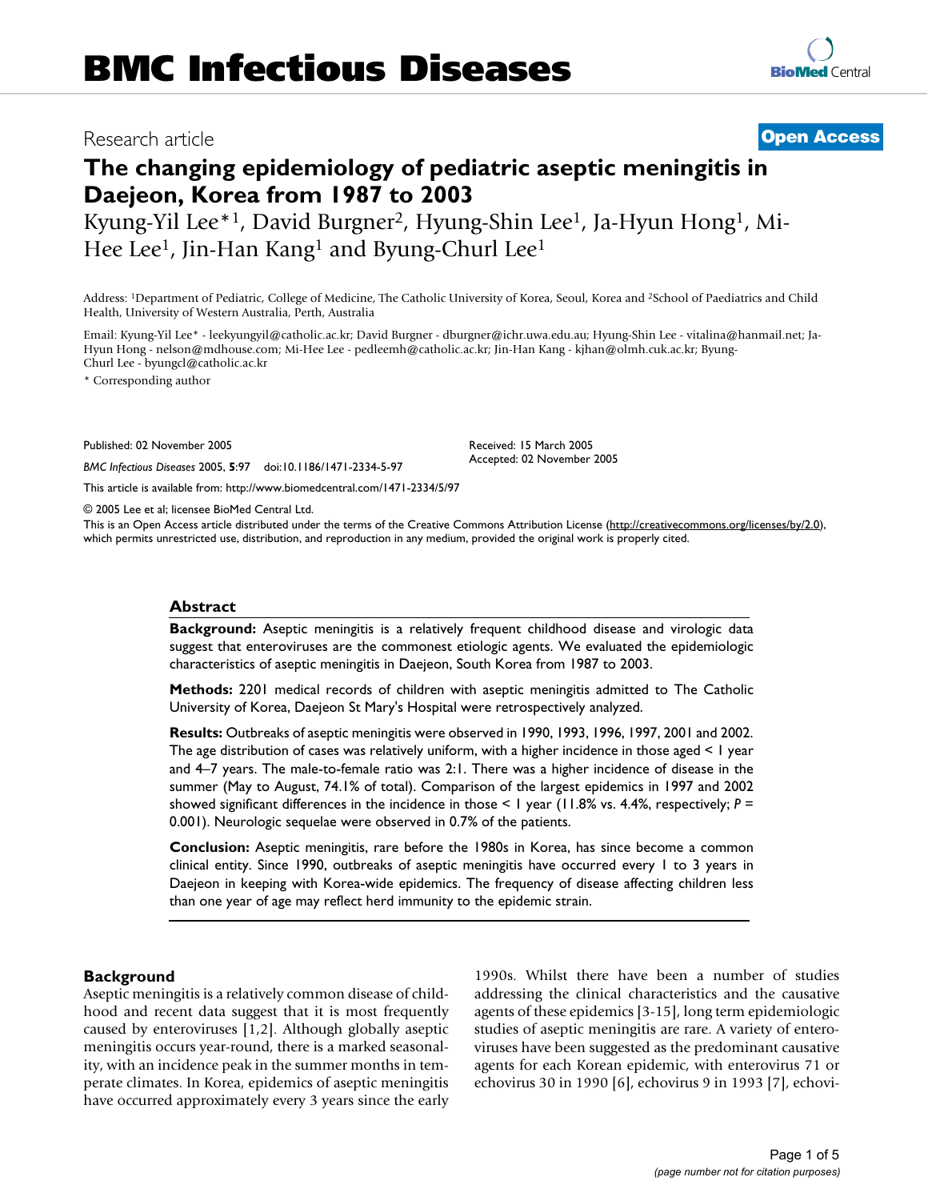# BMC Infectious Diseases

Research article

**Open Access**

# The changing epidemiology of pediatric aseptic meningitis in Daejeon, Korea from 1987 to 2003

Kyung-Yil Lee*[1], David Burgner[2], Hyung-Shin Lee[1], Ja-Hyun Hong[1], Mi-Hee Lee[1], Jin-Han Kang[1] and Byung-Churl Lee[1]

Address: [1]Department of Pediatric, College of Medicine, The Catholic University of Korea, Seoul, Korea and [2]School of Paediatrics and Child Health, University of Western Australia, Perth, Australia

Email: Kyung-Yil Lee* - leekyungyil@catholic.ac.kr; David Burgner - dburgner@ichr.uwa.edu.au; Hyung-Shin Lee - vitalina@hanmail.net; Ja-Hyun Hong - nelson@mdhouse.com; Mi-Hee Lee - pedleemh@catholic.ac.kr; Jin-Han Kang - kjhan@olmh.cuk.ac.kr; Byung-Churl Lee - byungcl@catholic.ac.kr

\* Corresponding author

Published: 02 November 2005

*BMC Infectious Diseases* 2005, **5**:97 doi:10.1186/1471-2334-5-97

Received: 15 March 2005
Accepted: 02 November 2005

This article is available from: http://www.biomedcentral.com/1471-2334/5/97

© 2005 Lee et al; licensee BioMed Central Ltd.

This is an Open Access article distributed under the terms of the Creative Commons Attribution License (http://creativecommons.org/licenses/by/2.0), which permits unrestricted use, distribution, and reproduction in any medium, provided the original work is properly cited.

## Abstract

**Background:** Aseptic meningitis is a relatively frequent childhood disease and virologic data suggest that enteroviruses are the commonest etiologic agents. We evaluated the epidemiologic characteristics of aseptic meningitis in Daejeon, South Korea from 1987 to 2003.

**Methods:** 2201 medical records of children with aseptic meningitis admitted to The Catholic University of Korea, Daejeon St Mary's Hospital were retrospectively analyzed.

**Results:** Outbreaks of aseptic meningitis were observed in 1990, 1993, 1996, 1997, 2001 and 2002. The age distribution of cases was relatively uniform, with a higher incidence in those aged < 1 year and 4–7 years. The male-to-female ratio was 2:1. There was a higher incidence of disease in the summer (May to August, 74.1% of total). Comparison of the largest epidemics in 1997 and 2002 showed significant differences in the incidence in those < 1 year (11.8% vs. 4.4%, respectively; $P = 0.001$). Neurologic sequelae were observed in 0.7% of the patients.

**Conclusion:** Aseptic meningitis, rare before the 1980s in Korea, has since become a common clinical entity. Since 1990, outbreaks of aseptic meningitis have occurred every 1 to 3 years in Daejeon in keeping with Korea-wide epidemics. The frequency of disease affecting children less than one year of age may reflect herd immunity to the epidemic strain.

## Background

Aseptic meningitis is a relatively common disease of childhood and recent data suggest that it is most frequently caused by enteroviruses [1,2]. Although globally aseptic meningitis occurs year-round, there is a marked seasonality, with an incidence peak in the summer months in temperate climates. In Korea, epidemics of aseptic meningitis have occurred approximately every 3 years since the early 1990s. Whilst there have been a number of studies addressing the clinical characteristics and the causative agents of these epidemics [3-15], long term epidemiologic studies of aseptic meningitis are rare. A variety of enteroviruses have been suggested as the predominant causative agents for each Korean epidemic, with enterovirus 71 or echovirus 30 in 1990 [6], echovirus 9 in 1993 [7], echovi-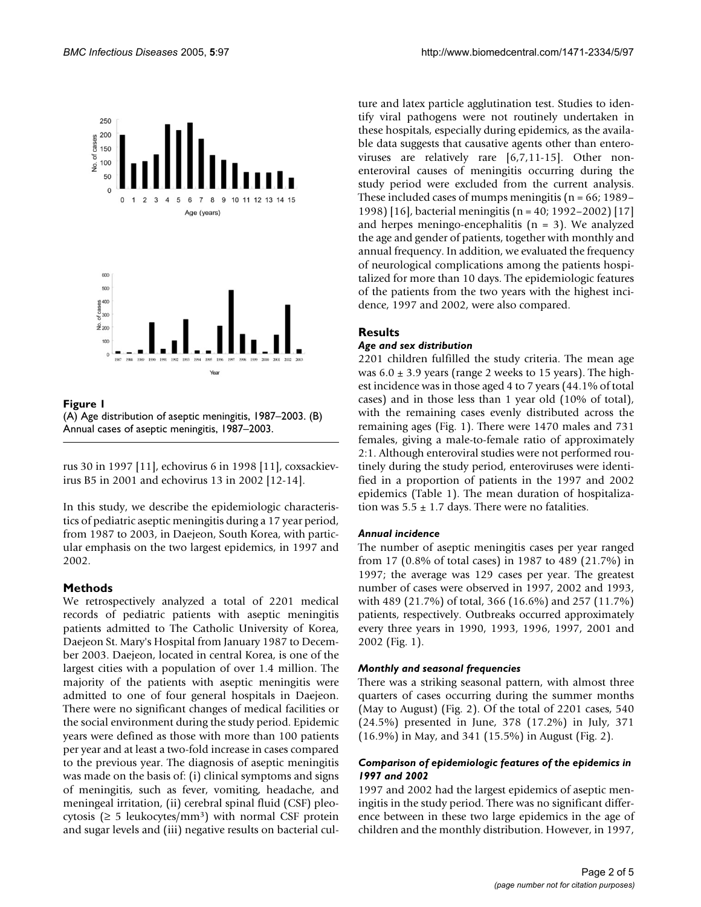**Figure 1**
(A) Age distribution of aseptic meningitis, 1987–2003. (B) Annual cases of aseptic meningitis, 1987–2003.

rus 30 in 1997 [11], echovirus 6 in 1998 [11], coxsackievirus B5 in 2001 and echovirus 13 in 2002 [12-14].

In this study, we describe the epidemiologic characteristics of pediatric aseptic meningitis during a 17 year period, from 1987 to 2003, in Daejeon, South Korea, with particular emphasis on the two largest epidemics, in 1997 and 2002.

## Methods

We retrospectively analyzed a total of 2201 medical records of pediatric patients with aseptic meningitis patients admitted to The Catholic University of Korea, Daejeon St. Mary's Hospital from January 1987 to December 2003. Daejeon, located in central Korea, is one of the largest cities with a population of over 1.4 million. The majority of the patients with aseptic meningitis were admitted to one of four general hospitals in Daejeon. There were no significant changes of medical facilities or the social environment during the study period. Epidemic years were defined as those with more than 100 patients per year and at least a two-fold increase in cases compared to the previous year. The diagnosis of aseptic meningitis was made on the basis of: (i) clinical symptoms and signs of meningitis, such as fever, vomiting, headache, and meningeal irritation, (ii) cerebral spinal fluid (CSF) pleocytosis ($\geq 5$ leukocytes/$mm^3$) with normal CSF protein and sugar levels and (iii) negative results on bacterial culture and latex particle agglutination test. Studies to identify viral pathogens were not routinely undertaken in these hospitals, especially during epidemics, as the available data suggests that causative agents other than enteroviruses are relatively rare [6,7,11-15]. Other nonenteroviral causes of meningitis occurring during the study period were excluded from the current analysis. These included cases of mumps meningitis (n = 66; 1989–1998) [16], bacterial meningitis (n = 40; 1992–2002) [17] and herpes meningo-encephalitis (n = 3). We analyzed the age and gender of patients, together with monthly and annual frequency. In addition, we evaluated the frequency of neurological complications among the patients hospitalized for more than 10 days. The epidemiologic features of the patients from the two years with the highest incidence, 1997 and 2002, were also compared.

## Results

### *Age and sex distribution*

2201 children fulfilled the study criteria. The mean age was $6.0 \pm 3.9$ years (range 2 weeks to 15 years). The highest incidence was in those aged 4 to 7 years (44.1% of total cases) and in those less than 1 year old (10% of total), with the remaining cases evenly distributed across the remaining ages (Fig. 1). There were 1470 males and 731 females, giving a male-to-female ratio of approximately 2:1. Although enteroviral studies were not performed routinely during the study period, enteroviruses were identified in a proportion of patients in the 1997 and 2002 epidemics (Table 1). The mean duration of hospitalization was $5.5 \pm 1.7$ days. There were no fatalities.

### *Annual incidence*

The number of aseptic meningitis cases per year ranged from 17 (0.8% of total cases) in 1987 to 489 (21.7%) in 1997; the average was 129 cases per year. The greatest number of cases were observed in 1997, 2002 and 1993, with 489 (21.7%) of total, 366 (16.6%) and 257 (11.7%) patients, respectively. Outbreaks occurred approximately every three years in 1990, 1993, 1996, 1997, 2001 and 2002 (Fig. 1).

### *Monthly and seasonal frequencies*

There was a striking seasonal pattern, with almost three quarters of cases occurring during the summer months (May to August) (Fig. 2). Of the total of 2201 cases, 540 (24.5%) presented in June, 378 (17.2%) in July, 371 (16.9%) in May, and 341 (15.5%) in August (Fig. 2).

### *Comparison of epidemiologic features of the epidemics in 1997 and 2002*

1997 and 2002 had the largest epidemics of aseptic meningitis in the study period. There was no significant difference between in these two large epidemics in the age of children and the monthly distribution. However, in 1997,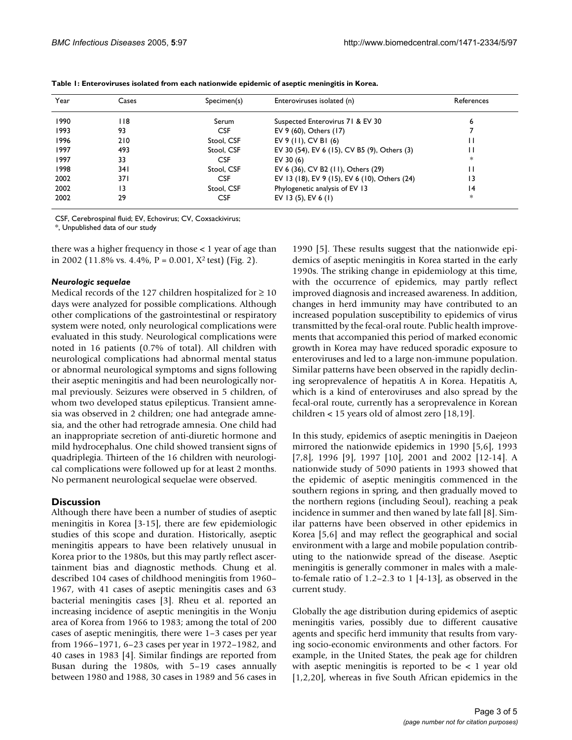**Table 1: Enteroviruses isolated from each nationwide epidemic of aseptic meningitis in Korea.**

| Year | Cases | Specimen(s) | Enteroviruses isolated (n) | References |
| --- | --- | --- | --- | --- |
| 1990 | 118 | Serum | Suspected Enterovirus 71 & EV 30 | 6 |
| 1993 | 93 | CSF | EV 9 (60), Others (17) | 7 |
| 1996 | 210 | Stool, CSF | EV 9 (11), CV B1 (6) | 11 |
| 1997 | 493 | Stool, CSF | EV 30 (54), EV 6 (15), CV B5 (9), Others (3) | 11 |
| 1997 | 33 | CSF | EV 30 (6) | * |
| 1998 | 341 | Stool, CSF | EV 6 (36), CV B2 (11), Others (29) | 11 |
| 2002 | 371 | CSF | EV 13 (18), EV 9 (15), EV 6 (10), Others (24) | 13 |
| 2002 | 13 | Stool, CSF | Phylogenetic analysis of EV 13 | 14 |
| 2002 | 29 | CSF | EV 13 (5), EV 6 (1) | * |

CSF, Cerebrospinal fluid; EV, Echovirus; CV, Coxsackivirus;
*, Unpublished data of our study

there was a higher frequency in those < 1 year of age than in 2002 (11.8% vs. 4.4%, P = 0.001, $X^2$ test) (Fig. 2).

### *Neurologic sequelae*

Medical records of the 127 children hospitalized for ≥ 10 days were analyzed for possible complications. Although other complications of the gastrointestinal or respiratory system were noted, only neurological complications were evaluated in this study. Neurological complications were noted in 16 patients (0.7% of total). All children with neurological complications had abnormal mental status or abnormal neurological symptoms and signs following their aseptic meningitis and had been neurologically normal previously. Seizures were observed in 5 children, of whom two developed status epilepticus. Transient amnesia was observed in 2 children; one had antegrade amnesia, and the other had retrograde amnesia. One child had an inappropriate secretion of anti-diuretic hormone and mild hydrocephalus. One child showed transient signs of quadriplegia. Thirteen of the 16 children with neurological complications were followed up for at least 2 months. No permanent neurological sequelae were observed.

## Discussion

Although there have been a number of studies of aseptic meningitis in Korea [3-15], there are few epidemiologic studies of this scope and duration. Historically, aseptic meningitis appears to have been relatively unusual in Korea prior to the 1980s, but this may partly reflect ascertainment bias and diagnostic methods. Chung et al. described 104 cases of childhood meningitis from 1960–1967, with 41 cases of aseptic meningitis cases and 63 bacterial meningitis cases [3]. Rheu et al. reported an increasing incidence of aseptic meningitis in the Wonju area of Korea from 1966 to 1983; among the total of 200 cases of aseptic meningitis, there were 1–3 cases per year from 1966–1971, 6–23 cases per year in 1972–1982, and 40 cases in 1983 [4]. Similar findings are reported from Busan during the 1980s, with 5–19 cases annually between 1980 and 1988, 30 cases in 1989 and 56 cases in 1990 [5]. These results suggest that the nationwide epidemics of aseptic meningitis in Korea started in the early 1990s. The striking change in epidemiology at this time, with the occurrence of epidemics, may partly reflect improved diagnosis and increased awareness. In addition, changes in herd immunity may have contributed to an increased population susceptibility to epidemics of virus transmitted by the fecal-oral route. Public health improvements that accompanied this period of marked economic growth in Korea may have reduced sporadic exposure to enteroviruses and led to a large non-immune population. Similar patterns have been observed in the rapidly declining seroprevalence of hepatitis A in Korea. Hepatitis A, which is a kind of enteroviruses and also spread by the fecal-oral route, currently has a seroprevalence in Korean children < 15 years old of almost zero [18,19].

In this study, epidemics of aseptic meningitis in Daejeon mirrored the nationwide epidemics in 1990 [5,6], 1993 [7,8], 1996 [9], 1997 [10], 2001 and 2002 [12-14]. A nationwide study of 5090 patients in 1993 showed that the epidemic of aseptic meningitis commenced in the southern regions in spring, and then gradually moved to the northern regions (including Seoul), reaching a peak incidence in summer and then waned by late fall [8]. Similar patterns have been observed in other epidemics in Korea [5,6] and may reflect the geographical and social environment with a large and mobile population contributing to the nationwide spread of the disease. Aseptic meningitis is generally commoner in males with a male-to-female ratio of 1.2–2.3 to 1 [4-13], as observed in the current study.

Globally the age distribution during epidemics of aseptic meningitis varies, possibly due to different causative agents and specific herd immunity that results from varying socio-economic environments and other factors. For example, in the United States, the peak age for children with aseptic meningitis is reported to be < 1 year old [1,2,20], whereas in five South African epidemics in the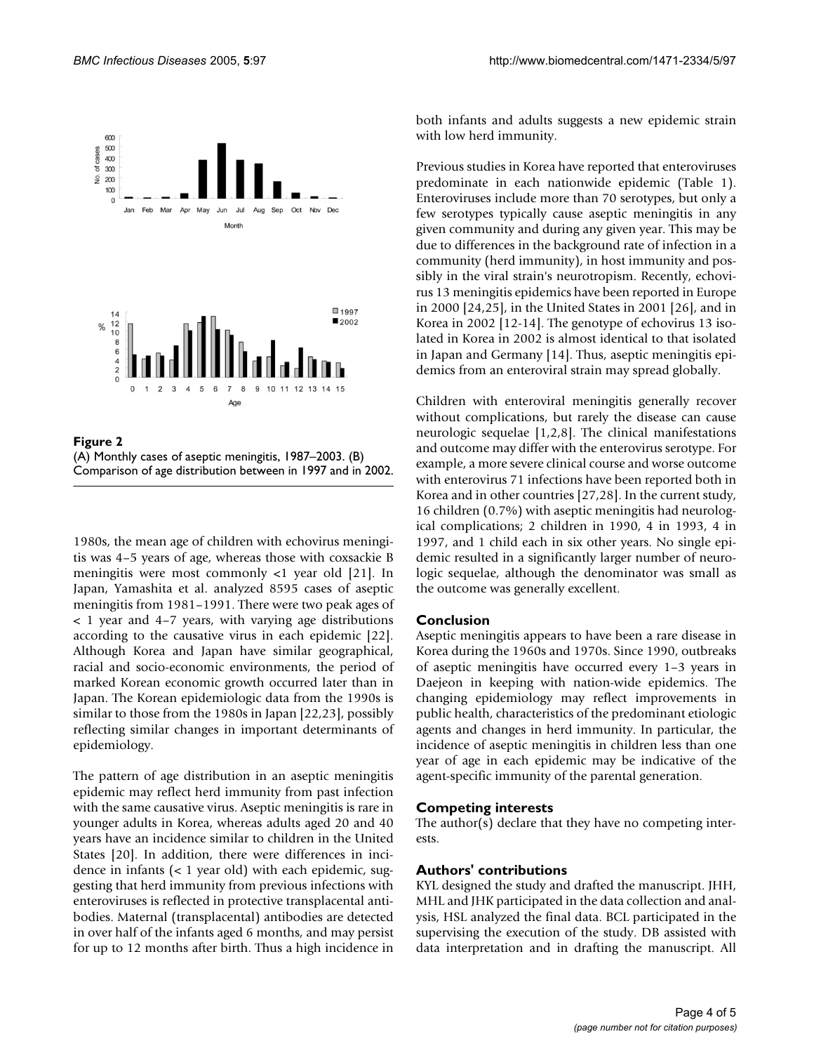**Figure 2**
(A) Monthly cases of aseptic meningitis, 1987–2003. (B) Comparison of age distribution between in 1997 and in 2002.

1980s, the mean age of children with echovirus meningitis was 4–5 years of age, whereas those with coxsackie B meningitis were most commonly <1 year old [21]. In Japan, Yamashita et al. analyzed 8595 cases of aseptic meningitis from 1981–1991. There were two peak ages of < 1 year and 4–7 years, with varying age distributions according to the causative virus in each epidemic [22]. Although Korea and Japan have similar geographical, racial and socio-economic environments, the period of marked Korean economic growth occurred later than in Japan. The Korean epidemiologic data from the 1990s is similar to those from the 1980s in Japan [22,23], possibly reflecting similar changes in important determinants of epidemiology.

The pattern of age distribution in an aseptic meningitis epidemic may reflect herd immunity from past infection with the same causative virus. Aseptic meningitis is rare in younger adults in Korea, whereas adults aged 20 and 40 years have an incidence similar to children in the United States [20]. In addition, there were differences in incidence in infants (< 1 year old) with each epidemic, suggesting that herd immunity from previous infections with enteroviruses is reflected in protective transplacental antibodies. Maternal (transplacental) antibodies are detected in over half of the infants aged 6 months, and may persist for up to 12 months after birth. Thus a high incidence in both infants and adults suggests a new epidemic strain with low herd immunity.

Previous studies in Korea have reported that enteroviruses predominate in each nationwide epidemic (Table 1). Enteroviruses include more than 70 serotypes, but only a few serotypes typically cause aseptic meningitis in any given community and during any given year. This may be due to differences in the background rate of infection in a community (herd immunity), in host immunity and possibly in the viral strain's neurotropism. Recently, echovirus 13 meningitis epidemics have been reported in Europe in 2000 [24,25], in the United States in 2001 [26], and in Korea in 2002 [12-14]. The genotype of echovirus 13 isolated in Korea in 2002 is almost identical to that isolated in Japan and Germany [14]. Thus, aseptic meningitis epidemics from an enteroviral strain may spread globally.

Children with enteroviral meningitis generally recover without complications, but rarely the disease can cause neurologic sequelae [1,2,8]. The clinical manifestations and outcome may differ with the enterovirus serotype. For example, a more severe clinical course and worse outcome with enterovirus 71 infections have been reported both in Korea and in other countries [27,28]. In the current study, 16 children (0.7%) with aseptic meningitis had neurological complications; 2 children in 1990, 4 in 1993, 4 in 1997, and 1 child each in six other years. No single epidemic resulted in a significantly larger number of neurologic sequelae, although the denominator was small as the outcome was generally excellent.

## Conclusion

Aseptic meningitis appears to have been a rare disease in Korea during the 1960s and 1970s. Since 1990, outbreaks of aseptic meningitis have occurred every 1–3 years in Daejeon in keeping with nation-wide epidemics. The changing epidemiology may reflect improvements in public health, characteristics of the predominant etiologic agents and changes in herd immunity. In particular, the incidence of aseptic meningitis in children less than one year of age in each epidemic may be indicative of the agent-specific immunity of the parental generation.

## Competing interests

The author(s) declare that they have no competing interests.

## Authors' contributions

KYL designed the study and drafted the manuscript. JHH, MHL and JHK participated in the data collection and analysis, HSL analyzed the final data. BCL participated in the supervising the execution of the study. DB assisted with data interpretation and in drafting the manuscript. All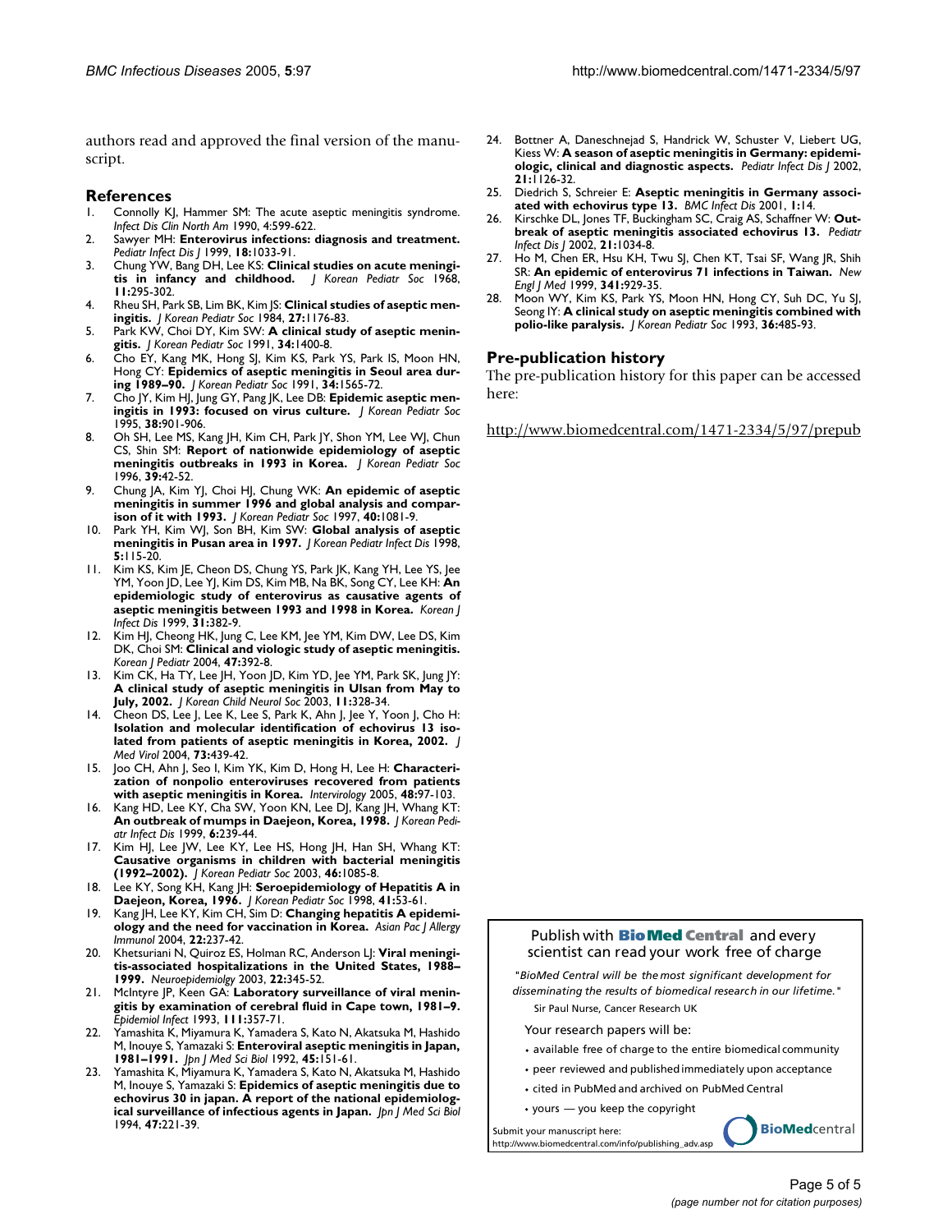authors read and approved the final version of the manuscript.

## References

1. Connolly KJ, Hammer SM: The acute aseptic meningitis syndrome. *Infect Dis Clin North Am* 1990, 4:599-622.
2. Sawyer MH: **Enterovirus infections: diagnosis and treatment.** *Pediatr Infect Dis J* 1999, **18:**1033-91.
3. Chung YW, Bang DH, Lee KS: **Clinical studies on acute meningitis in infancy and childhood.** *J Korean Pediatr Soc* 1968, **11:**295-302.
4. Rheu SH, Park SB, Lim BK, Kim JS: **Clinical studies of aseptic meningitis.** *J Korean Pediatr Soc* 1984, **27:**1176-83.
5. Park KW, Choi DY, Kim SW: **A clinical study of aseptic meningitis.** *J Korean Pediatr Soc* 1991, **34:**1400-8.
6. Cho EY, Kang MK, Hong SJ, Kim KS, Park YS, Park IS, Moon HN, Hong CY: **Epidemics of aseptic meningitis in Seoul area during 1989–90.** *J Korean Pediatr Soc* 1991, **34:**1565-72.
7. Cho JY, Kim HJ, Jung GY, Pang JK, Lee DB: **Epidemic aseptic meningitis in 1993: focused on virus culture.** *J Korean Pediatr Soc* 1995, **38:**901-906.
8. Oh SH, Lee MS, Kang JH, Kim CH, Park JY, Shon YM, Lee WJ, Chun CS, Shin SM: **Report of nationwide epidemiology of aseptic meningitis outbreaks in 1993 in Korea.** *J Korean Pediatr Soc* 1996, **39:**42-52.
9. Chung JA, Kim YJ, Choi HJ, Chung WK: **An epidemic of aseptic meningitis in summer 1996 and global analysis and comparison of it with 1993.** *J Korean Pediatr Soc* 1997, **40:**1081-9.
10. Park YH, Kim WJ, Son BH, Kim SW: **Global analysis of aseptic meningitis in Pusan area in 1997.** *J Korean Pediatr Infect Dis* 1998, **5:**115-20.
11. Kim KS, Kim JE, Cheon DS, Chung YS, Park JK, Kang YH, Lee YS, Jee YM, Yoon JD, Lee YJ, Kim DS, Kim MB, Na BK, Song CY, Lee KH: **An epidemiologic study of enterovirus as causative agents of aseptic meningitis between 1993 and 1998 in Korea.** *Korean J Infect Dis* 1999, **31:**382-9.
12. Kim HJ, Cheong HK, Jung C, Lee KM, Jee YM, Kim DW, Lee DS, Kim DK, Choi SM: **Clinical and viologic study of aseptic meningitis.** *Korean J Pediatr* 2004, **47:**392-8.
13. Kim CK, Ha TY, Lee JH, Yoon JD, Kim YD, Jee YM, Park SK, Jung JY: **A clinical study of aseptic meningitis in Ulsan from May to July, 2002.** *J Korean Child Neurol Soc* 2003, **11:**328-34.
14. Cheon DS, Lee J, Lee K, Lee S, Park K, Ahn J, Jee Y, Yoon J, Cho H: **Isolation and molecular identification of echovirus 13 isolated from patients of aseptic meningitis in Korea, 2002.** *J Med Virol* 2004, **73:**439-42.
15. Joo CH, Ahn J, Seo I, Kim YK, Kim D, Hong H, Lee H: **Characterization of nonpolio enteroviruses recovered from patients with aseptic meningitis in Korea.** *Intervirology* 2005, **48:**97-103.
16. Kang HD, Lee KY, Cha SW, Yoon KN, Lee DJ, Kang JH, Whang KT: **An outbreak of mumps in Daejeon, Korea, 1998.** *J Korean Pediatr Infect Dis* 1999, **6:**239-44.
17. Kim HJ, Lee JW, Lee KY, Lee HS, Hong JH, Han SH, Whang KT: **Causative organisms in children with bacterial meningitis (1992–2002).** *J Korean Pediatr Soc* 2003, **46:**1085-8.
18. Lee KY, Song KH, Kang JH: **Seroepidemiology of Hepatitis A in Daejeon, Korea, 1996.** *J Korean Pediatr Soc* 1998, **41:**53-61.
19. Kang JH, Lee KY, Kim CH, Sim D: **Changing hepatitis A epidemiology and the need for vaccination in Korea.** *Asian Pac J Allergy Immunol* 2004, **22:**237-42.
20. Khetsuriani N, Quiroz ES, Holman RC, Anderson LJ: **Viral meningitis-associated hospitalizations in the United States, 1988–1999.** *Neuroepidemiolgy* 2003, **22:**345-52.
21. McIntyre JP, Keen GA: **Laboratory surveillance of viral meningitis by examination of cerebral fluid in Cape town, 1981–9.** *Epidemiol Infect* 1993, **111:**357-71.
22. Yamashita K, Miyamura K, Yamadera S, Kato N, Akatsuka M, Hashido M, Inouye S, Yamazaki S: **Enteroviral aseptic meningitis in Japan, 1981–1991.** *Jpn J Med Sci Biol* 1992, **45:**151-61.
23. Yamashita K, Miyamura K, Yamadera S, Kato N, Akatsuka M, Hashido M, Inouye S, Yamazaki S: **Epidemics of aseptic meningitis due to echovirus 30 in japan. A report of the national epidemiological surveillance of infectious agents in Japan.** *Jpn J Med Sci Biol* 1994, **47:**221-39.
24. Bottner A, Daneschnejad S, Handrick W, Schuster V, Liebert UG, Kiess W: **A season of aseptic meningitis in Germany: epidemiologic, clinical and diagnostic aspects.** *Pediatr Infect Dis J* 2002, **21:**1126-32.
25. Diedrich S, Schreier E: **Aseptic meningitis in Germany associated with echovirus type 13.** *BMC Infect Dis* 2001, **1:**14.
26. Kirschke DL, Jones TF, Buckingham SC, Craig AS, Schaffner W: **Outbreak of aseptic meningitis associated echovirus 13.** *Pediatr Infect Dis J* 2002, **21:**1034-8.
27. Ho M, Chen ER, Hsu KH, Twu SJ, Chen KT, Tsai SF, Wang JR, Shih SR: **An epidemic of enterovirus 71 infections in Taiwan.** *New Engl J Med* 1999, **341:**929-35.
28. Moon WY, Kim KS, Park YS, Moon HN, Hong CY, Suh DC, Yu SJ, Seong IY: **A clinical study on aseptic meningitis combined with polio-like paralysis.** *J Korean Pediatr Soc* 1993, **36:**485-93.

## Pre-publication history

The pre-publication history for this paper can be accessed here:

http://www.biomedcentral.com/1471-2334/5/97/prepub

Publish with **BioMed Central** and every scientist can read your work free of charge

*"BioMed Central will be the most significant development for disseminating the results of biomedical research in our lifetime."*

Sir Paul Nurse, Cancer Research UK

Your research papers will be:

- available free of charge to the entire biomedical community
- peer reviewed and published immediately upon acceptance
- cited in PubMed and archived on PubMed Central
- yours — you keep the copyright

Submit your manuscript here:
http://www.biomedcentral.com/info/publishing_adv.asp

BioMedcentral